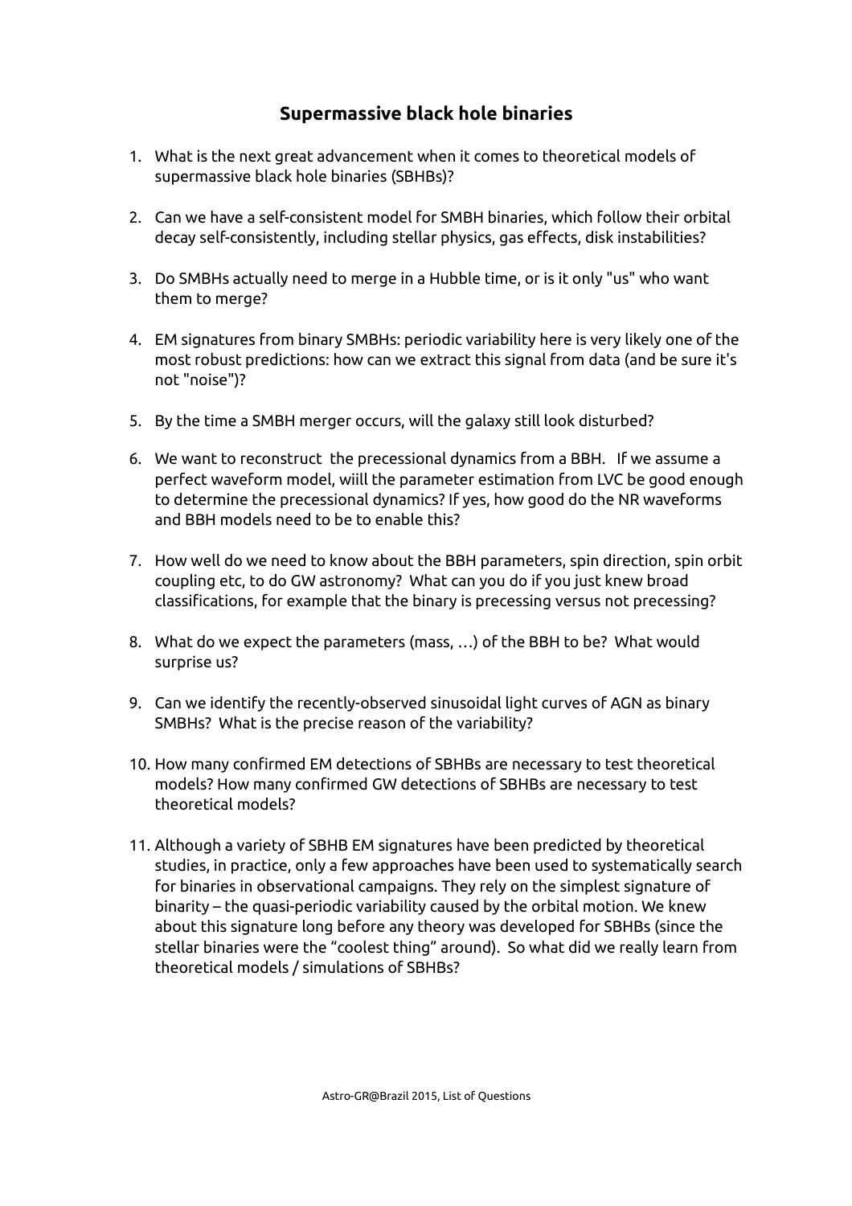# Supermassive black hole binaries

1. What is the next great advancement when it comes to theoretical models of supermassive black hole binaries (SBHBs)?

2. Can we have a self-consistent model for SMBH binaries, which follow their orbital decay self-consistently, including stellar physics, gas effects, disk instabilities?

3. Do SMBHs actually need to merge in a Hubble time, or is it only "us" who want them to merge?

4. EM signatures from binary SMBHs: periodic variability here is very likely one of the most robust predictions: how can we extract this signal from data (and be sure it's not "noise")?

5. By the time a SMBH merger occurs, will the galaxy still look disturbed?

6. We want to reconstruct the precessional dynamics from a BBH. If we assume a perfect waveform model, wiill the parameter estimation from LVC be good enough to determine the precessional dynamics? If yes, how good do the NR waveforms and BBH models need to be to enable this?

7. How well do we need to know about the BBH parameters, spin direction, spin orbit coupling etc, to do GW astronomy? What can you do if you just knew broad classifications, for example that the binary is precessing versus not precessing?

8. What do we expect the parameters (mass, …) of the BBH to be? What would surprise us?

9. Can we identify the recently-observed sinusoidal light curves of AGN as binary SMBHs? What is the precise reason of the variability?

10. How many confirmed EM detections of SBHBs are necessary to test theoretical models? How many confirmed GW detections of SBHBs are necessary to test theoretical models?

11. Although a variety of SBHB EM signatures have been predicted by theoretical studies, in practice, only a few approaches have been used to systematically search for binaries in observational campaigns. They rely on the simplest signature of binarity – the quasi-periodic variability caused by the orbital motion. We knew about this signature long before any theory was developed for SBHBs (since the stellar binaries were the "coolest thing" around). So what did we really learn from theoretical models / simulations of SBHBs?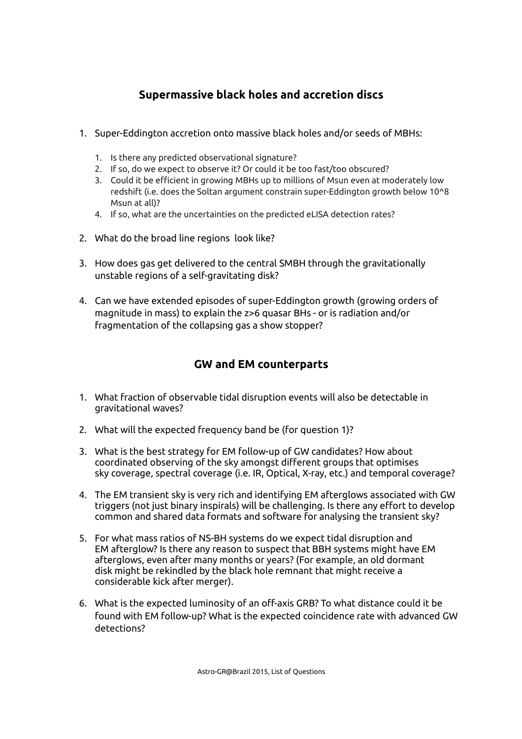## Supermassive black holes and accretion discs

1. Super-Eddington accretion onto massive black holes and/or seeds of MBHs:
    1. Is there any predicted observational signature?
    2. If so, do we expect to observe it? Or could it be too fast/too obscured?
    3. Could it be efficient in growing MBHs up to millions of Msun even at moderately low redshift (i.e. does the Soltan argument constrain super-Eddington growth below 10^8 Msun at all)?
    4. If so, what are the uncertainties on the predicted eLISA detection rates?
2. What do the broad line regions look like?
3. How does gas get delivered to the central SMBH through the gravitationally unstable regions of a self-gravitating disk?
4. Can we have extended episodes of super-Eddington growth (growing orders of magnitude in mass) to explain the z>6 quasar BHs - or is radiation and/or fragmentation of the collapsing gas a show stopper?

## GW and EM counterparts

1. What fraction of observable tidal disruption events will also be detectable in gravitational waves?
2. What will the expected frequency band be (for question 1)?
3. What is the best strategy for EM follow-up of GW candidates? How about coordinated observing of the sky amongst different groups that optimises sky coverage, spectral coverage (i.e. IR, Optical, X-ray, etc.) and temporal coverage?
4. The EM transient sky is very rich and identifying EM afterglows associated with GW triggers (not just binary inspirals) will be challenging. Is there any effort to develop common and shared data formats and software for analysing the transient sky?
5. For what mass ratios of NS-BH systems do we expect tidal disruption and EM afterglow? Is there any reason to suspect that BBH systems might have EM afterglows, even after many months or years? (For example, an old dormant disk might be rekindled by the black hole remnant that might receive a considerable kick after merger).
6. What is the expected luminosity of an off-axis GRB? To what distance could it be found with EM follow-up? What is the expected coincidence rate with advanced GW detections?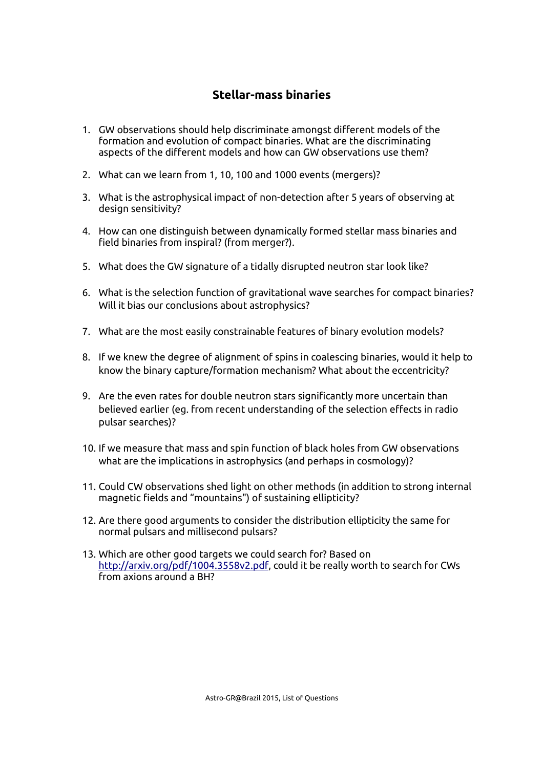## Stellar-mass binaries

1. GW observations should help discriminate amongst different models of the formation and evolution of compact binaries. What are the discriminating aspects of the different models and how can GW observations use them?

2. What can we learn from 1, 10, 100 and 1000 events (mergers)?

3. What is the astrophysical impact of non-detection after 5 years of observing at design sensitivity?

4. How can one distinguish between dynamically formed stellar mass binaries and field binaries from inspiral? (from merger?).

5. What does the GW signature of a tidally disrupted neutron star look like?

6. What is the selection function of gravitational wave searches for compact binaries? Will it bias our conclusions about astrophysics?

7. What are the most easily constrainable features of binary evolution models?

8. If we knew the degree of alignment of spins in coalescing binaries, would it help to know the binary capture/formation mechanism? What about the eccentricity?

9. Are the even rates for double neutron stars significantly more uncertain than believed earlier (eg. from recent understanding of the selection effects in radio pulsar searches)?

10. If we measure that mass and spin function of black holes from GW observations what are the implications in astrophysics (and perhaps in cosmology)?

11. Could CW observations shed light on other methods (in addition to strong internal magnetic fields and "mountains") of sustaining ellipticity?

12. Are there good arguments to consider the distribution ellipticity the same for normal pulsars and millisecond pulsars?

13. Which are other good targets we could search for? Based on [http://arxiv.org/pdf/1004.3558v2.pdf](http://arxiv.org/pdf/1004.3558v2.pdf), could it be really worth to search for CWs from axions around a BH?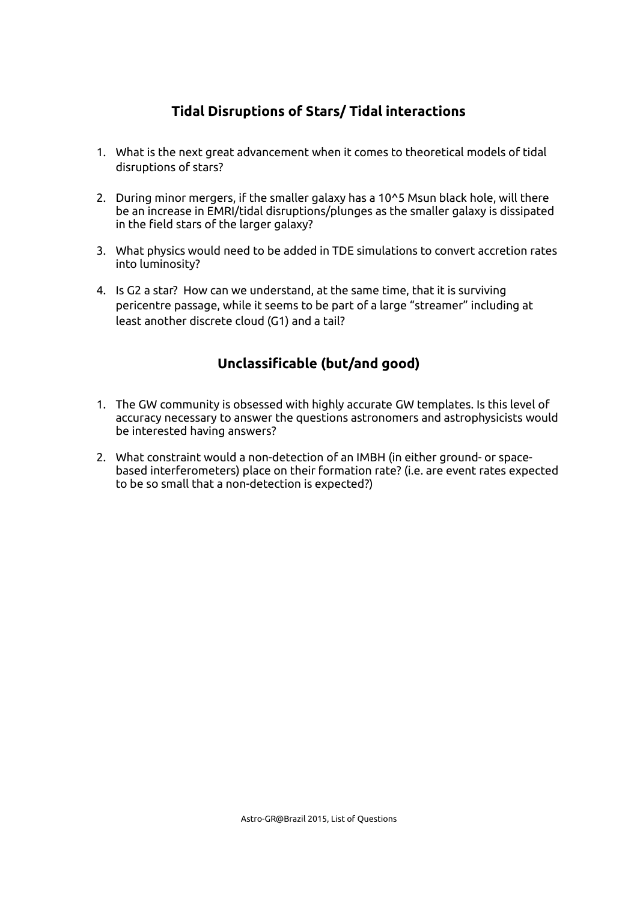## Tidal Disruptions of Stars/ Tidal interactions

1. What is the next great advancement when it comes to theoretical models of tidal disruptions of stars?
2. During minor mergers, if the smaller galaxy has a 10^5 Msun black hole, will there be an increase in EMRI/tidal disruptions/plunges as the smaller galaxy is dissipated in the field stars of the larger galaxy?
3. What physics would need to be added in TDE simulations to convert accretion rates into luminosity?
4. Is G2 a star? How can we understand, at the same time, that it is surviving pericentre passage, while it seems to be part of a large "streamer" including at least another discrete cloud (G1) and a tail?

## Unclassificable (but/and good)

1. The GW community is obsessed with highly accurate GW templates. Is this level of accuracy necessary to answer the questions astronomers and astrophysicists would be interested having answers?
2. What constraint would a non-detection of an IMBH (in either ground- or space-based interferometers) place on their formation rate? (i.e. are event rates expected to be so small that a non-detection is expected?)